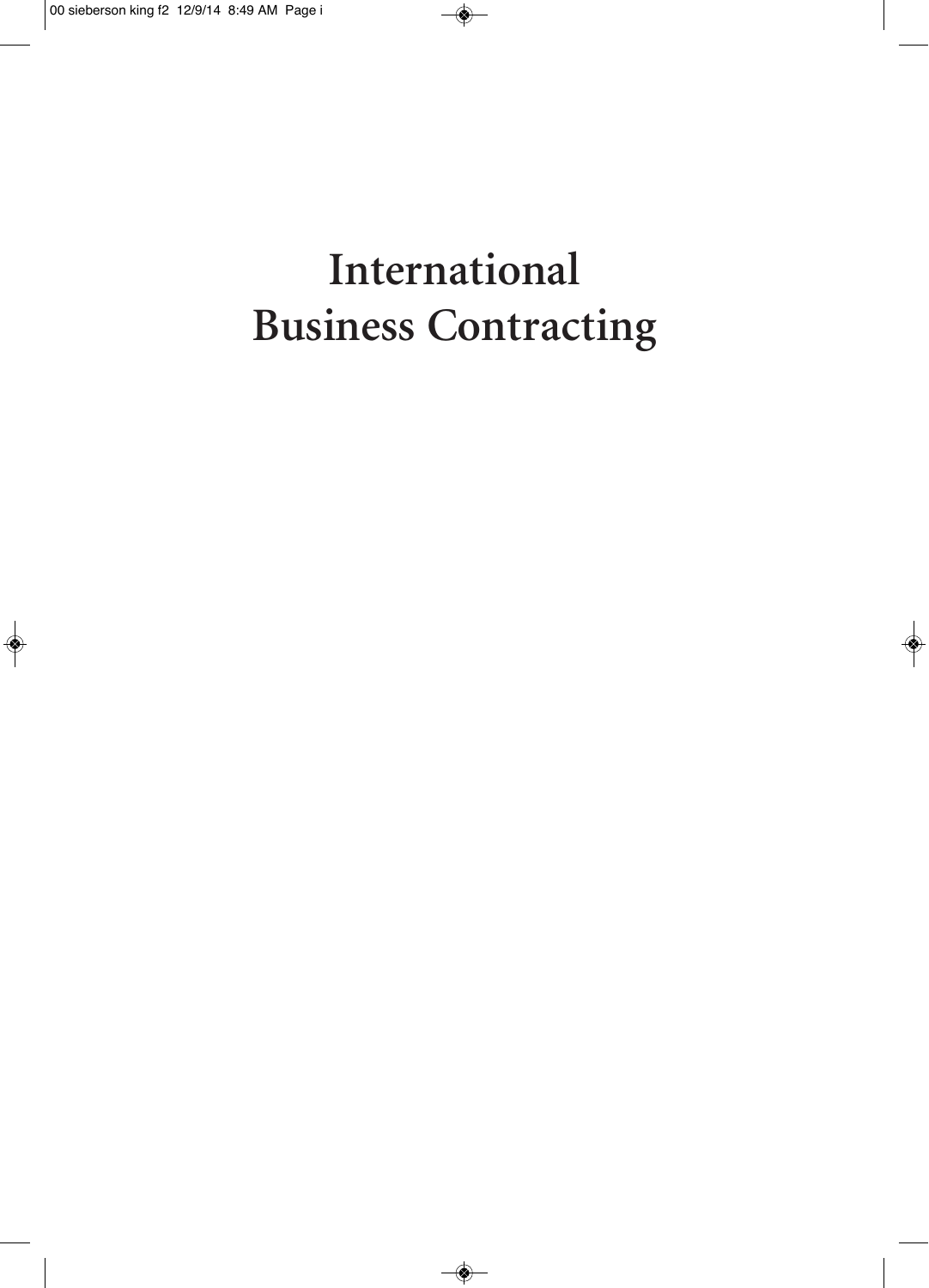# International Business Contracting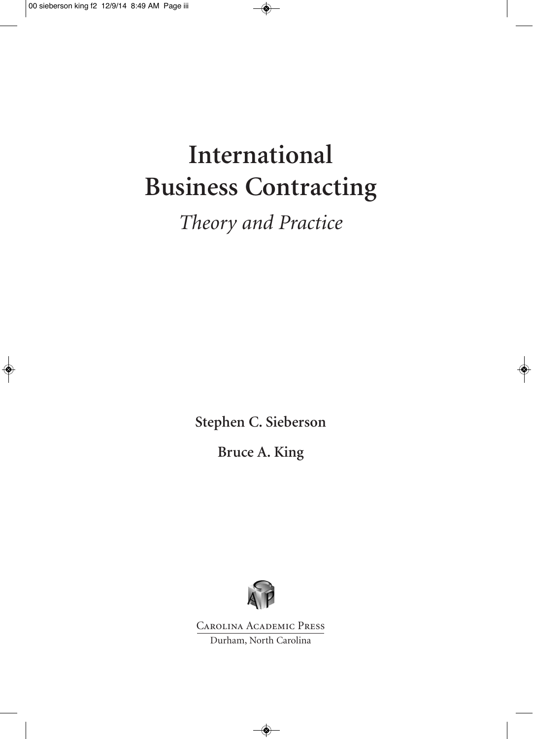# International Business Contracting

*Theory and Practice*

**Stephen C. Sieberson**

**Bruce A. King**

Carolina Academic Press

Durham, North Carolina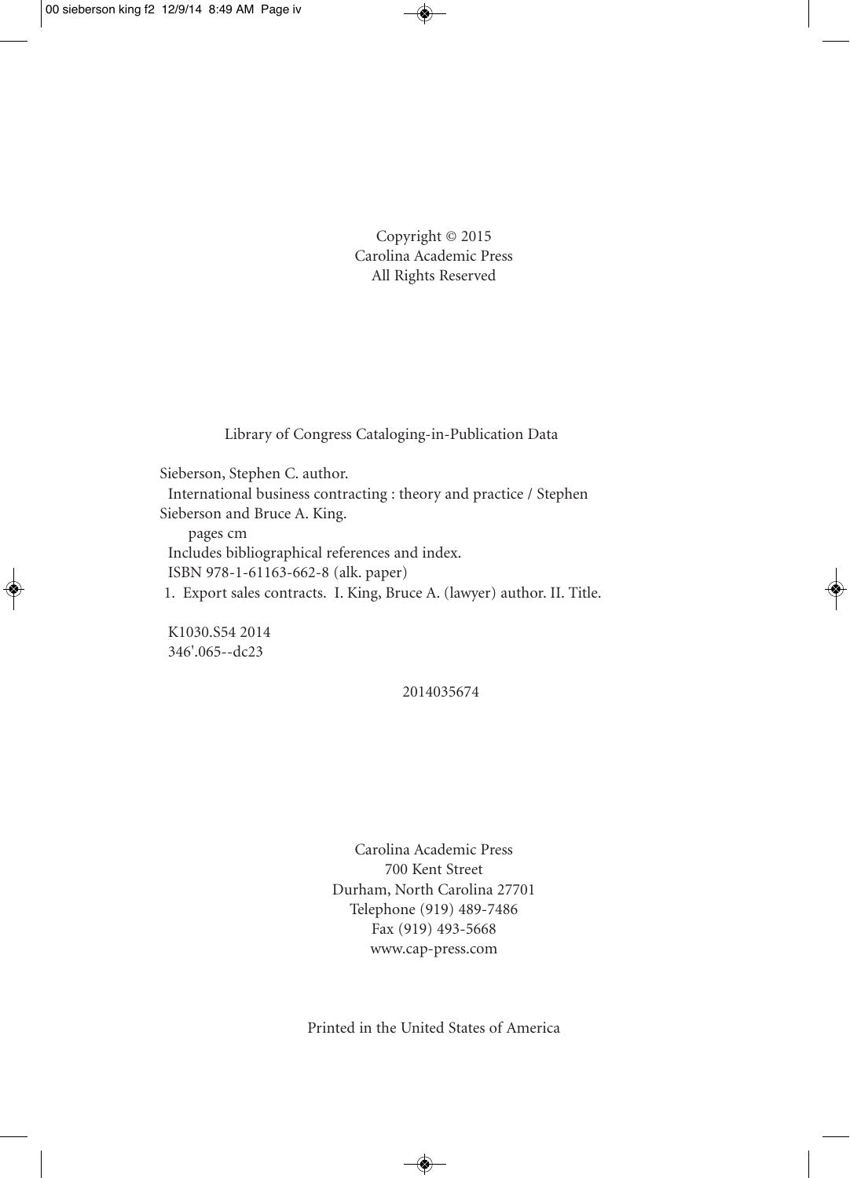Copyright © 2015
Carolina Academic Press
All Rights Reserved

Library of Congress Cataloging-in-Publication Data

Sieberson, Stephen C. author.
International business contracting : theory and practice / Stephen Sieberson and Bruce A. King.
pages cm
Includes bibliographical references and index.
ISBN 978-1-61163-662-8 (alk. paper)
1. Export sales contracts. I. King, Bruce A. (lawyer) author. II. Title.

K1030.S54 2014
346'.065--dc23

2014035674

Carolina Academic Press
700 Kent Street
Durham, North Carolina 27701
Telephone (919) 489-7486
Fax (919) 493-5668
www.cap-press.com

Printed in the United States of America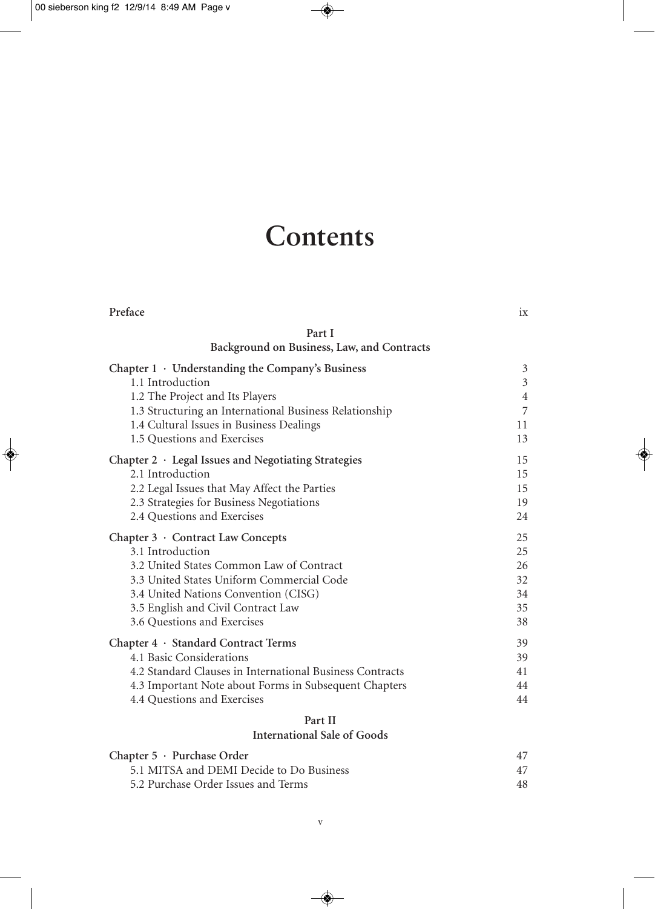# Contents

| | |
|---|---|
| **Preface** | ix |
| **Part I** | |
| **Background on Business, Law, and Contracts** | |
| **Chapter 1 · Understanding the Company's Business** | 3 |
| 1.1 Introduction | 3 |
| 1.2 The Project and Its Players | 4 |
| 1.3 Structuring an International Business Relationship | 7 |
| 1.4 Cultural Issues in Business Dealings | 11 |
| 1.5 Questions and Exercises | 13 |
| **Chapter 2 · Legal Issues and Negotiating Strategies** | 15 |
| 2.1 Introduction | 15 |
| 2.2 Legal Issues that May Affect the Parties | 15 |
| 2.3 Strategies for Business Negotiations | 19 |
| 2.4 Questions and Exercises | 24 |
| **Chapter 3 · Contract Law Concepts** | 25 |
| 3.1 Introduction | 25 |
| 3.2 United States Common Law of Contract | 26 |
| 3.3 United States Uniform Commercial Code | 32 |
| 3.4 United Nations Convention (CISG) | 34 |
| 3.5 English and Civil Contract Law | 35 |
| 3.6 Questions and Exercises | 38 |
| **Chapter 4 · Standard Contract Terms** | 39 |
| 4.1 Basic Considerations | 39 |
| 4.2 Standard Clauses in International Business Contracts | 41 |
| 4.3 Important Note about Forms in Subsequent Chapters | 44 |
| 4.4 Questions and Exercises | 44 |
| **Part II** | |
| **International Sale of Goods** | |
| **Chapter 5 · Purchase Order** | 47 |
| 5.1 MITSA and DEMI Decide to Do Business | 47 |
| 5.2 Purchase Order Issues and Terms | 48 |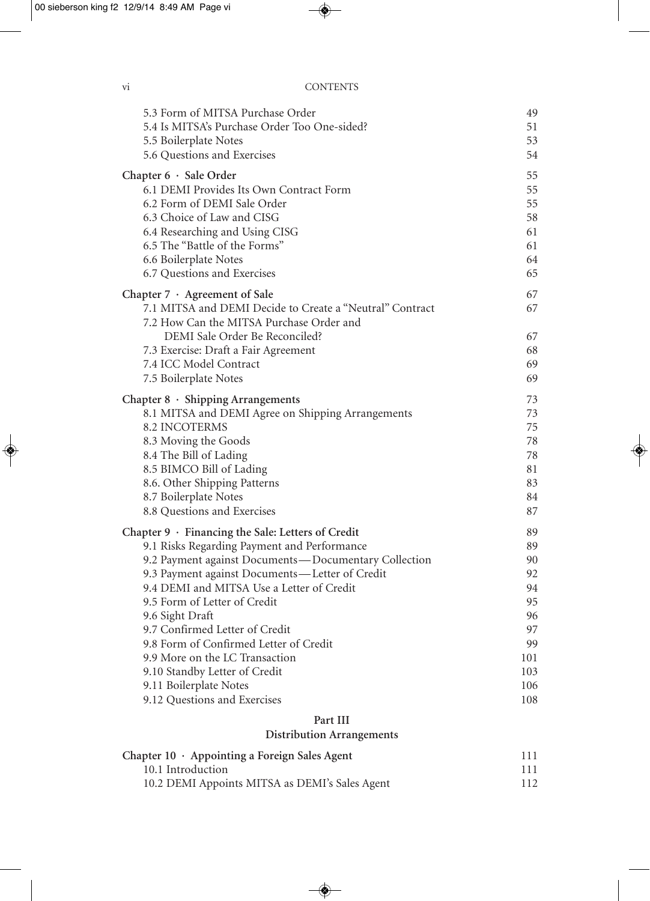5.3 Form of MITSA Purchase Order 49
5.4 Is MITSA's Purchase Order Too One-sided? 51
5.5 Boilerplate Notes 53
5.6 Questions and Exercises 54

**Chapter 6 · Sale Order** 55
6.1 DEMI Provides Its Own Contract Form 55
6.2 Form of DEMI Sale Order 55
6.3 Choice of Law and CISG 58
6.4 Researching and Using CISG 61
6.5 The "Battle of the Forms" 61
6.6 Boilerplate Notes 64
6.7 Questions and Exercises 65

**Chapter 7 · Agreement of Sale** 67
7.1 MITSA and DEMI Decide to Create a "Neutral" Contract 67
7.2 How Can the MITSA Purchase Order and DEMI Sale Order Be Reconciled? 67
7.3 Exercise: Draft a Fair Agreement 68
7.4 ICC Model Contract 69
7.5 Boilerplate Notes 69

**Chapter 8 · Shipping Arrangements** 73
8.1 MITSA and DEMI Agree on Shipping Arrangements 73
8.2 INCOTERMS 75
8.3 Moving the Goods 78
8.4 The Bill of Lading 78
8.5 BIMCO Bill of Lading 81
8.6. Other Shipping Patterns 83
8.7 Boilerplate Notes 84
8.8 Questions and Exercises 87

**Chapter 9 · Financing the Sale: Letters of Credit** 89
9.1 Risks Regarding Payment and Performance 89
9.2 Payment against Documents—Documentary Collection 90
9.3 Payment against Documents—Letter of Credit 92
9.4 DEMI and MITSA Use a Letter of Credit 94
9.5 Form of Letter of Credit 95
9.6 Sight Draft 96
9.7 Confirmed Letter of Credit 97
9.8 Form of Confirmed Letter of Credit 99
9.9 More on the LC Transaction 101
9.10 Standby Letter of Credit 103
9.11 Boilerplate Notes 106
9.12 Questions and Exercises 108

## Part III
## Distribution Arrangements

**Chapter 10 · Appointing a Foreign Sales Agent** 111
10.1 Introduction 111
10.2 DEMI Appoints MITSA as DEMI's Sales Agent 112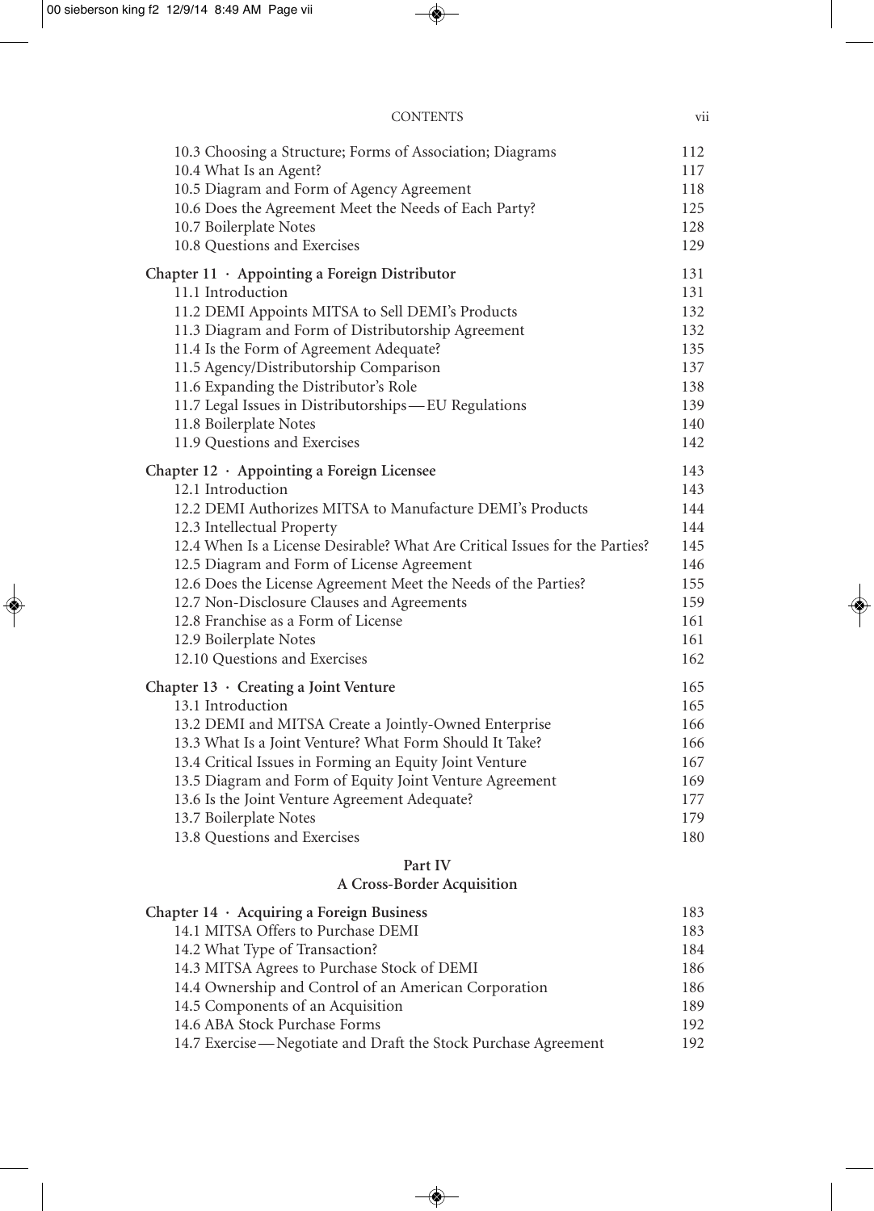10.3 Choosing a Structure; Forms of Association; Diagrams 112
10.4 What Is an Agent? 117
10.5 Diagram and Form of Agency Agreement 118
10.6 Does the Agreement Meet the Needs of Each Party? 125
10.7 Boilerplate Notes 128
10.8 Questions and Exercises 129

**Chapter 11 · Appointing a Foreign Distributor** 131
11.1 Introduction 131
11.2 DEMI Appoints MITSA to Sell DEMI's Products 132
11.3 Diagram and Form of Distributorship Agreement 132
11.4 Is the Form of Agreement Adequate? 135
11.5 Agency/Distributorship Comparison 137
11.6 Expanding the Distributor's Role 138
11.7 Legal Issues in Distributorships—EU Regulations 139
11.8 Boilerplate Notes 140
11.9 Questions and Exercises 142

**Chapter 12 · Appointing a Foreign Licensee** 143
12.1 Introduction 143
12.2 DEMI Authorizes MITSA to Manufacture DEMI's Products 144
12.3 Intellectual Property 144
12.4 When Is a License Desirable? What Are Critical Issues for the Parties? 145
12.5 Diagram and Form of License Agreement 146
12.6 Does the License Agreement Meet the Needs of the Parties? 155
12.7 Non-Disclosure Clauses and Agreements 159
12.8 Franchise as a Form of License 161
12.9 Boilerplate Notes 161
12.10 Questions and Exercises 162

**Chapter 13 · Creating a Joint Venture** 165
13.1 Introduction 165
13.2 DEMI and MITSA Create a Jointly-Owned Enterprise 166
13.3 What Is a Joint Venture? What Form Should It Take? 166
13.4 Critical Issues in Forming an Equity Joint Venture 167
13.5 Diagram and Form of Equity Joint Venture Agreement 169
13.6 Is the Joint Venture Agreement Adequate? 177
13.7 Boilerplate Notes 179
13.8 Questions and Exercises 180

## Part IV
## A Cross-Border Acquisition

**Chapter 14 · Acquiring a Foreign Business** 183
14.1 MITSA Offers to Purchase DEMI 183
14.2 What Type of Transaction? 184
14.3 MITSA Agrees to Purchase Stock of DEMI 186
14.4 Ownership and Control of an American Corporation 186
14.5 Components of an Acquisition 189
14.6 ABA Stock Purchase Forms 192
14.7 Exercise—Negotiate and Draft the Stock Purchase Agreement 192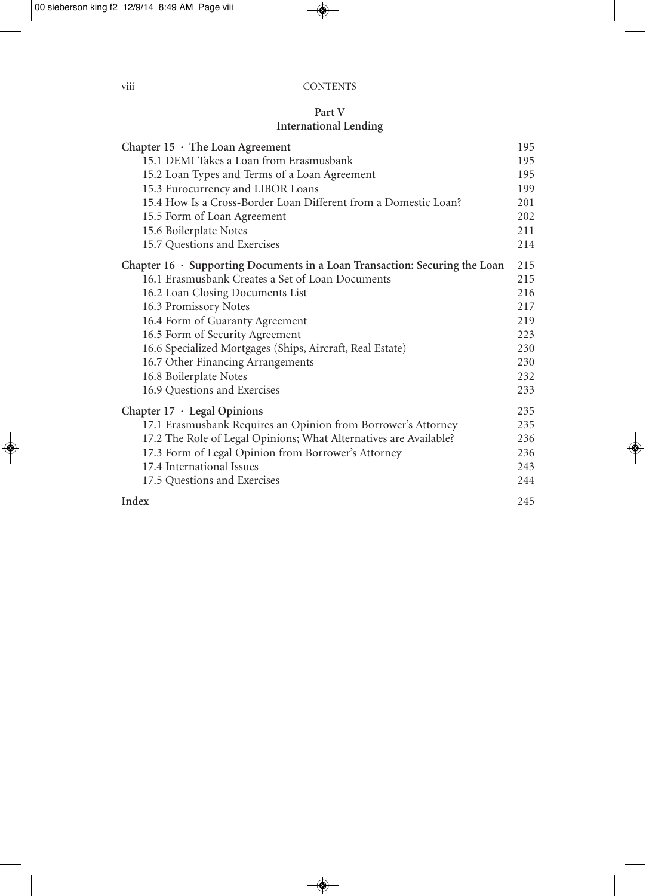## Part V
## International Lending

| | |
|---|---|
| **Chapter 15 · The Loan Agreement** | 195 |
| 15.1 DEMI Takes a Loan from Erasmusbank | 195 |
| 15.2 Loan Types and Terms of a Loan Agreement | 195 |
| 15.3 Eurocurrency and LIBOR Loans | 199 |
| 15.4 How Is a Cross-Border Loan Different from a Domestic Loan? | 201 |
| 15.5 Form of Loan Agreement | 202 |
| 15.6 Boilerplate Notes | 211 |
| 15.7 Questions and Exercises | 214 |
| **Chapter 16 · Supporting Documents in a Loan Transaction: Securing the Loan** | 215 |
| 16.1 Erasmusbank Creates a Set of Loan Documents | 215 |
| 16.2 Loan Closing Documents List | 216 |
| 16.3 Promissory Notes | 217 |
| 16.4 Form of Guaranty Agreement | 219 |
| 16.5 Form of Security Agreement | 223 |
| 16.6 Specialized Mortgages (Ships, Aircraft, Real Estate) | 230 |
| 16.7 Other Financing Arrangements | 230 |
| 16.8 Boilerplate Notes | 232 |
| 16.9 Questions and Exercises | 233 |
| **Chapter 17 · Legal Opinions** | 235 |
| 17.1 Erasmusbank Requires an Opinion from Borrower's Attorney | 235 |
| 17.2 The Role of Legal Opinions; What Alternatives are Available? | 236 |
| 17.3 Form of Legal Opinion from Borrower's Attorney | 236 |
| 17.4 International Issues | 243 |
| 17.5 Questions and Exercises | 244 |
| **Index** | 245 |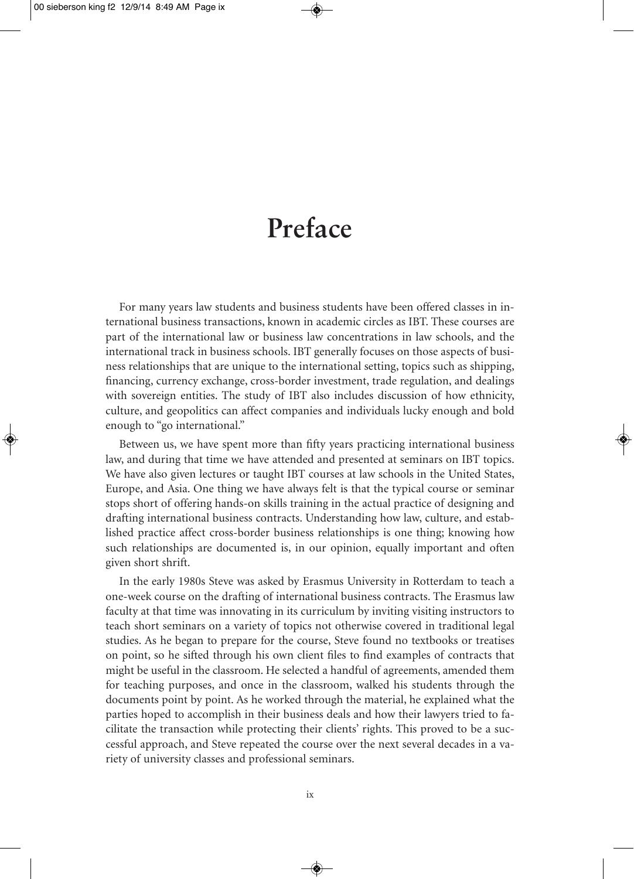# Preface

For many years law students and business students have been offered classes in international business transactions, known in academic circles as IBT. These courses are part of the international law or business law concentrations in law schools, and the international track in business schools. IBT generally focuses on those aspects of business relationships that are unique to the international setting, topics such as shipping, financing, currency exchange, cross-border investment, trade regulation, and dealings with sovereign entities. The study of IBT also includes discussion of how ethnicity, culture, and geopolitics can affect companies and individuals lucky enough and bold enough to "go international."

Between us, we have spent more than fifty years practicing international business law, and during that time we have attended and presented at seminars on IBT topics. We have also given lectures or taught IBT courses at law schools in the United States, Europe, and Asia. One thing we have always felt is that the typical course or seminar stops short of offering hands-on skills training in the actual practice of designing and drafting international business contracts. Understanding how law, culture, and established practice affect cross-border business relationships is one thing; knowing how such relationships are documented is, in our opinion, equally important and often given short shrift.

In the early 1980s Steve was asked by Erasmus University in Rotterdam to teach a one-week course on the drafting of international business contracts. The Erasmus law faculty at that time was innovating in its curriculum by inviting visiting instructors to teach short seminars on a variety of topics not otherwise covered in traditional legal studies. As he began to prepare for the course, Steve found no textbooks or treatises on point, so he sifted through his own client files to find examples of contracts that might be useful in the classroom. He selected a handful of agreements, amended them for teaching purposes, and once in the classroom, walked his students through the documents point by point. As he worked through the material, he explained what the parties hoped to accomplish in their business deals and how their lawyers tried to facilitate the transaction while protecting their clients' rights. This proved to be a successful approach, and Steve repeated the course over the next several decades in a variety of university classes and professional seminars.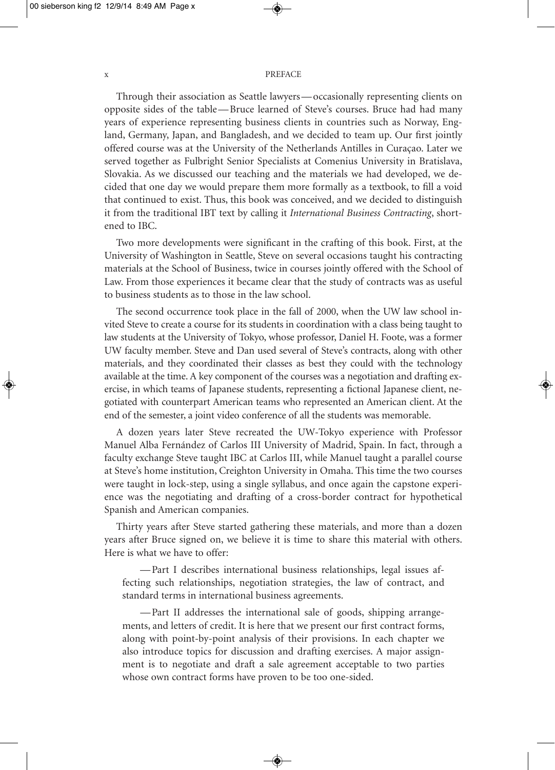Through their association as Seattle lawyers — occasionally representing clients on opposite sides of the table — Bruce learned of Steve's courses. Bruce had had many years of experience representing business clients in countries such as Norway, England, Germany, Japan, and Bangladesh, and we decided to team up. Our first jointly offered course was at the University of the Netherlands Antilles in Curaçao. Later we served together as Fulbright Senior Specialists at Comenius University in Bratislava, Slovakia. As we discussed our teaching and the materials we had developed, we decided that one day we would prepare them more formally as a textbook, to fill a void that continued to exist. Thus, this book was conceived, and we decided to distinguish it from the traditional IBT text by calling it *International Business Contracting*, shortened to IBC.

Two more developments were significant in the crafting of this book. First, at the University of Washington in Seattle, Steve on several occasions taught his contracting materials at the School of Business, twice in courses jointly offered with the School of Law. From those experiences it became clear that the study of contracts was as useful to business students as to those in the law school.

The second occurrence took place in the fall of 2000, when the UW law school invited Steve to create a course for its students in coordination with a class being taught to law students at the University of Tokyo, whose professor, Daniel H. Foote, was a former UW faculty member. Steve and Dan used several of Steve's contracts, along with other materials, and they coordinated their classes as best they could with the technology available at the time. A key component of the courses was a negotiation and drafting exercise, in which teams of Japanese students, representing a fictional Japanese client, negotiated with counterpart American teams who represented an American client. At the end of the semester, a joint video conference of all the students was memorable.

A dozen years later Steve recreated the UW-Tokyo experience with Professor Manuel Alba Fernández of Carlos III University of Madrid, Spain. In fact, through a faculty exchange Steve taught IBC at Carlos III, while Manuel taught a parallel course at Steve's home institution, Creighton University in Omaha. This time the two courses were taught in lock-step, using a single syllabus, and once again the capstone experience was the negotiating and drafting of a cross-border contract for hypothetical Spanish and American companies.

Thirty years after Steve started gathering these materials, and more than a dozen years after Bruce signed on, we believe it is time to share this material with others. Here is what we have to offer:

— Part I describes international business relationships, legal issues affecting such relationships, negotiation strategies, the law of contract, and standard terms in international business agreements.

— Part II addresses the international sale of goods, shipping arrangements, and letters of credit. It is here that we present our first contract forms, along with point-by-point analysis of their provisions. In each chapter we also introduce topics for discussion and drafting exercises. A major assignment is to negotiate and draft a sale agreement acceptable to two parties whose own contract forms have proven to be too one-sided.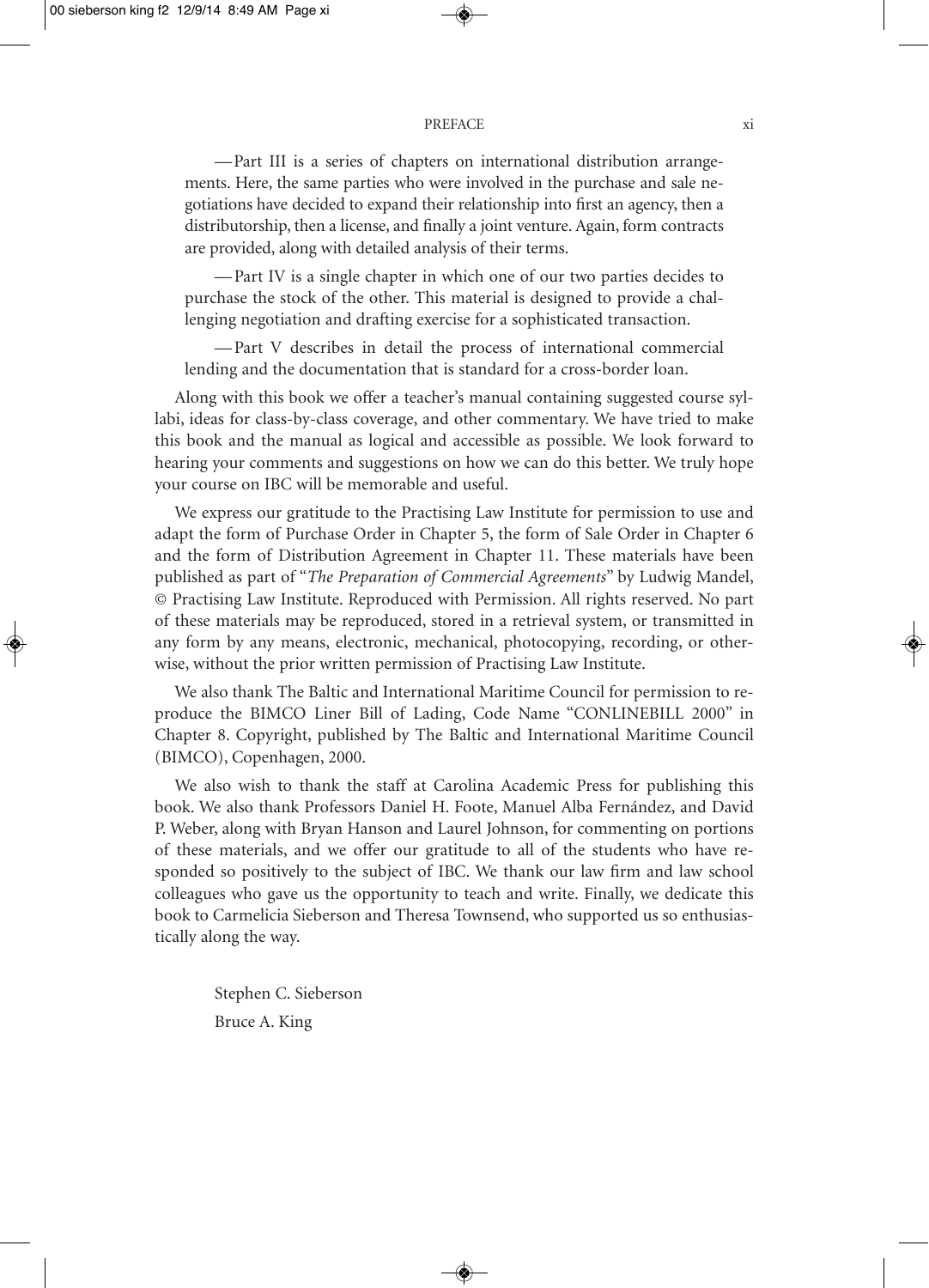—Part III is a series of chapters on international distribution arrangements. Here, the same parties who were involved in the purchase and sale negotiations have decided to expand their relationship into first an agency, then a distributorship, then a license, and finally a joint venture. Again, form contracts are provided, along with detailed analysis of their terms.

—Part IV is a single chapter in which one of our two parties decides to purchase the stock of the other. This material is designed to provide a challenging negotiation and drafting exercise for a sophisticated transaction.

—Part V describes in detail the process of international commercial lending and the documentation that is standard for a cross-border loan.

Along with this book we offer a teacher's manual containing suggested course syllabi, ideas for class-by-class coverage, and other commentary. We have tried to make this book and the manual as logical and accessible as possible. We look forward to hearing your comments and suggestions on how we can do this better. We truly hope your course on IBC will be memorable and useful.

We express our gratitude to the Practising Law Institute for permission to use and adapt the form of Purchase Order in Chapter 5, the form of Sale Order in Chapter 6 and the form of Distribution Agreement in Chapter 11. These materials have been published as part of "*The Preparation of Commercial Agreements*" by Ludwig Mandel, © Practising Law Institute. Reproduced with Permission. All rights reserved. No part of these materials may be reproduced, stored in a retrieval system, or transmitted in any form by any means, electronic, mechanical, photocopying, recording, or otherwise, without the prior written permission of Practising Law Institute.

We also thank The Baltic and International Maritime Council for permission to reproduce the BIMCO Liner Bill of Lading, Code Name "CONLINEBILL 2000" in Chapter 8. Copyright, published by The Baltic and International Maritime Council (BIMCO), Copenhagen, 2000.

We also wish to thank the staff at Carolina Academic Press for publishing this book. We also thank Professors Daniel H. Foote, Manuel Alba Fernández, and David P. Weber, along with Bryan Hanson and Laurel Johnson, for commenting on portions of these materials, and we offer our gratitude to all of the students who have responded so positively to the subject of IBC. We thank our law firm and law school colleagues who gave us the opportunity to teach and write. Finally, we dedicate this book to Carmelicia Sieberson and Theresa Townsend, who supported us so enthusiastically along the way.

Stephen C. Sieberson
Bruce A. King